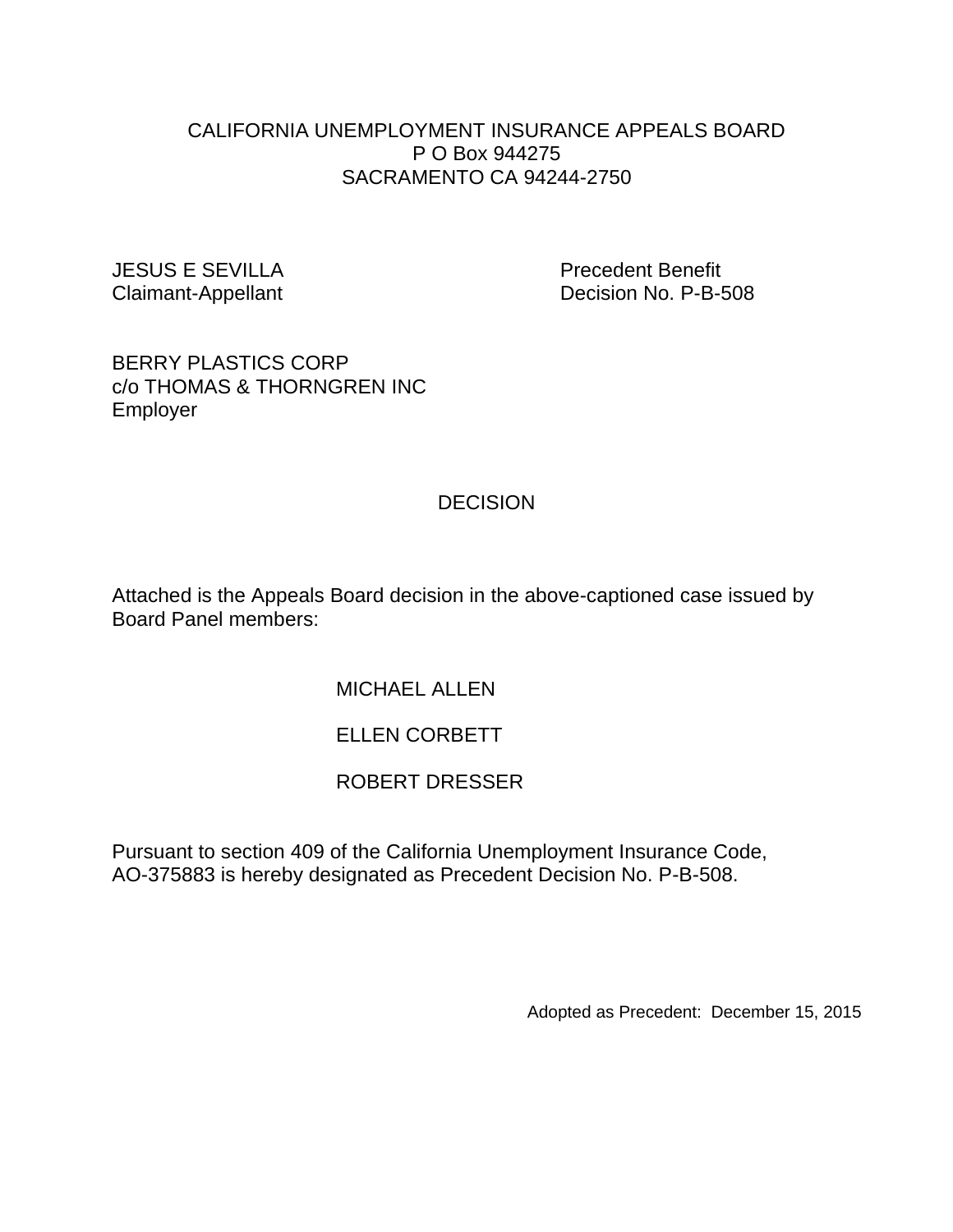CALIFORNIA UNEMPLOYMENT INSURANCE APPEALS BOARD
P O Box 944275
SACRAMENTO CA 94244-2750

JESUS E SEVILLA
Claimant-Appellant

Precedent Benefit
Decision No. P-B-508

BERRY PLASTICS CORP
c/o THOMAS & THORNGREN INC
Employer

# DECISION

Attached is the Appeals Board decision in the above-captioned case issued by Board Panel members:

MICHAEL ALLEN

ELLEN CORBETT

ROBERT DRESSER

Pursuant to section 409 of the California Unemployment Insurance Code, AO-375883 is hereby designated as Precedent Decision No. P-B-508.

Adopted as Precedent: December 15, 2015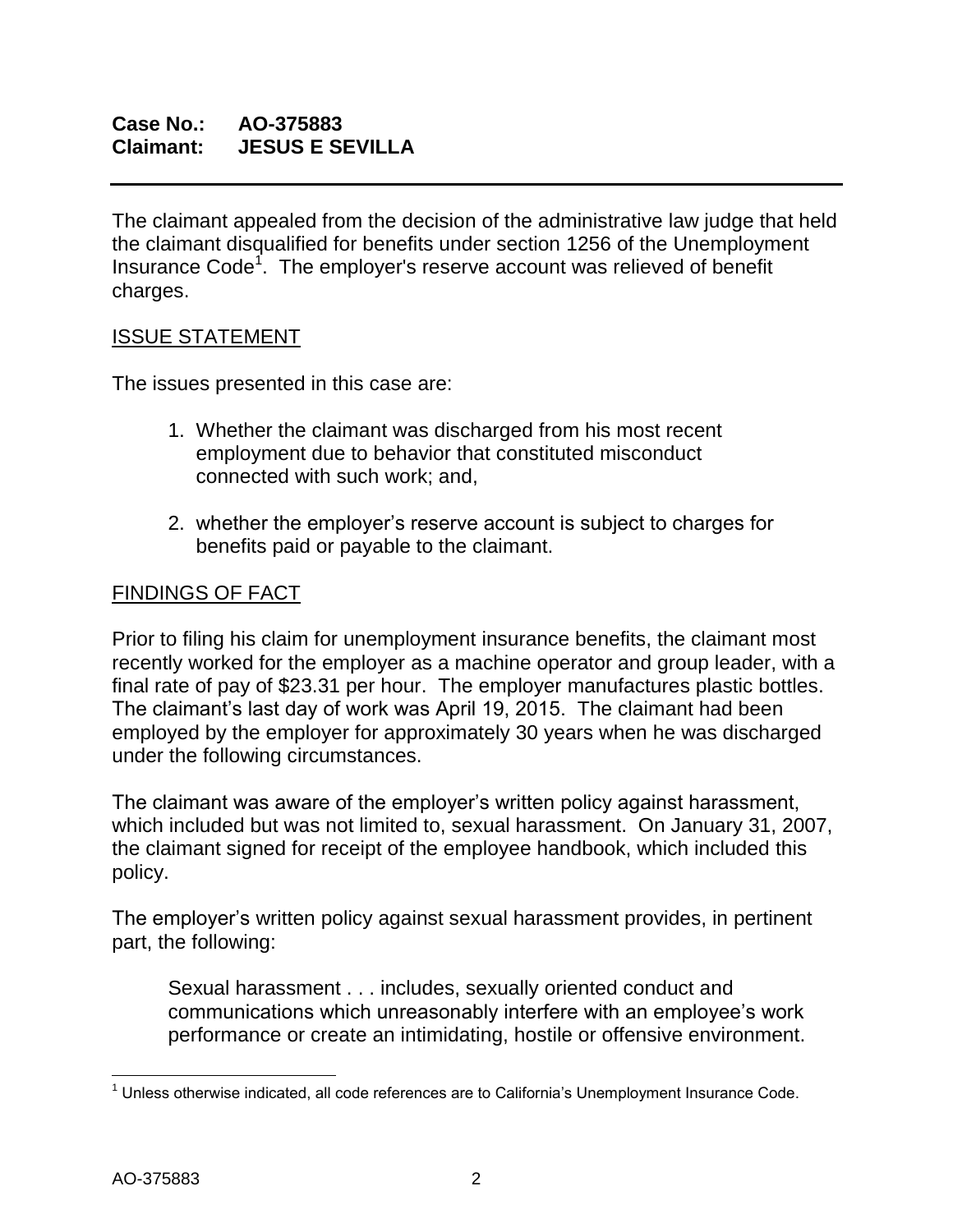**Case No.: AO-375883**
**Claimant: JESUS E SEVILLA**

---

The claimant appealed from the decision of the administrative law judge that held the claimant disqualified for benefits under section 1256 of the Unemployment Insurance Code[1]. The employer's reserve account was relieved of benefit charges.

ISSUE STATEMENT

The issues presented in this case are:

1. Whether the claimant was discharged from his most recent employment due to behavior that constituted misconduct connected with such work; and,

2. whether the employer's reserve account is subject to charges for benefits paid or payable to the claimant.

FINDINGS OF FACT

Prior to filing his claim for unemployment insurance benefits, the claimant most recently worked for the employer as a machine operator and group leader, with a final rate of pay of $23.31 per hour. The employer manufactures plastic bottles. The claimant's last day of work was April 19, 2015. The claimant had been employed by the employer for approximately 30 years when he was discharged under the following circumstances.

The claimant was aware of the employer's written policy against harassment, which included but was not limited to, sexual harassment. On January 31, 2007, the claimant signed for receipt of the employee handbook, which included this policy.

The employer's written policy against sexual harassment provides, in pertinent part, the following:

> Sexual harassment . . . includes, sexually oriented conduct and communications which unreasonably interfere with an employee's work performance or create an intimidating, hostile or offensive environment.

---

[1] Unless otherwise indicated, all code references are to California's Unemployment Insurance Code.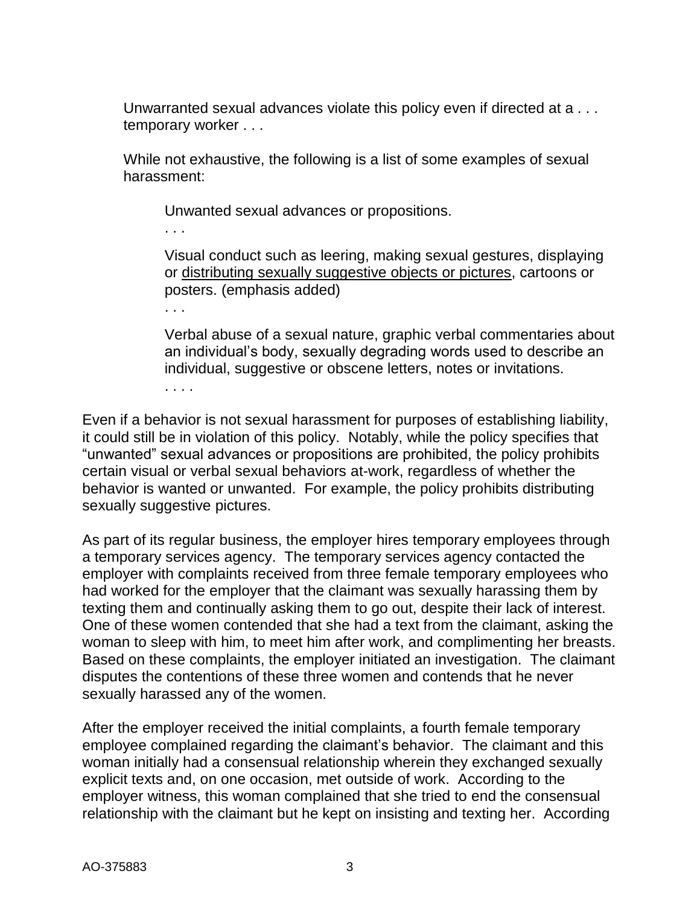> Unwarranted sexual advances violate this policy even if directed at a . . . temporary worker . . .
>
> While not exhaustive, the following is a list of some examples of sexual harassment:
>
>> Unwanted sexual advances or propositions.
>>
>> . . .
>>
>> Visual conduct such as leering, making sexual gestures, displaying or <u>distributing sexually suggestive objects or pictures</u>, cartoons or posters. (emphasis added)
>>
>> . . .
>>
>> Verbal abuse of a sexual nature, graphic verbal commentaries about an individual's body, sexually degrading words used to describe an individual, suggestive or obscene letters, notes or invitations.
>>
>> . . . .

Even if a behavior is not sexual harassment for purposes of establishing liability, it could still be in violation of this policy. Notably, while the policy specifies that "unwanted" sexual advances or propositions are prohibited, the policy prohibits certain visual or verbal sexual behaviors at-work, regardless of whether the behavior is wanted or unwanted. For example, the policy prohibits distributing sexually suggestive pictures.

As part of its regular business, the employer hires temporary employees through a temporary services agency. The temporary services agency contacted the employer with complaints received from three female temporary employees who had worked for the employer that the claimant was sexually harassing them by texting them and continually asking them to go out, despite their lack of interest. One of these women contended that she had a text from the claimant, asking the woman to sleep with him, to meet him after work, and complimenting her breasts. Based on these complaints, the employer initiated an investigation. The claimant disputes the contentions of these three women and contends that he never sexually harassed any of the women.

After the employer received the initial complaints, a fourth female temporary employee complained regarding the claimant's behavior. The claimant and this woman initially had a consensual relationship wherein they exchanged sexually explicit texts and, on one occasion, met outside of work. According to the employer witness, this woman complained that she tried to end the consensual relationship with the claimant but he kept on insisting and texting her. According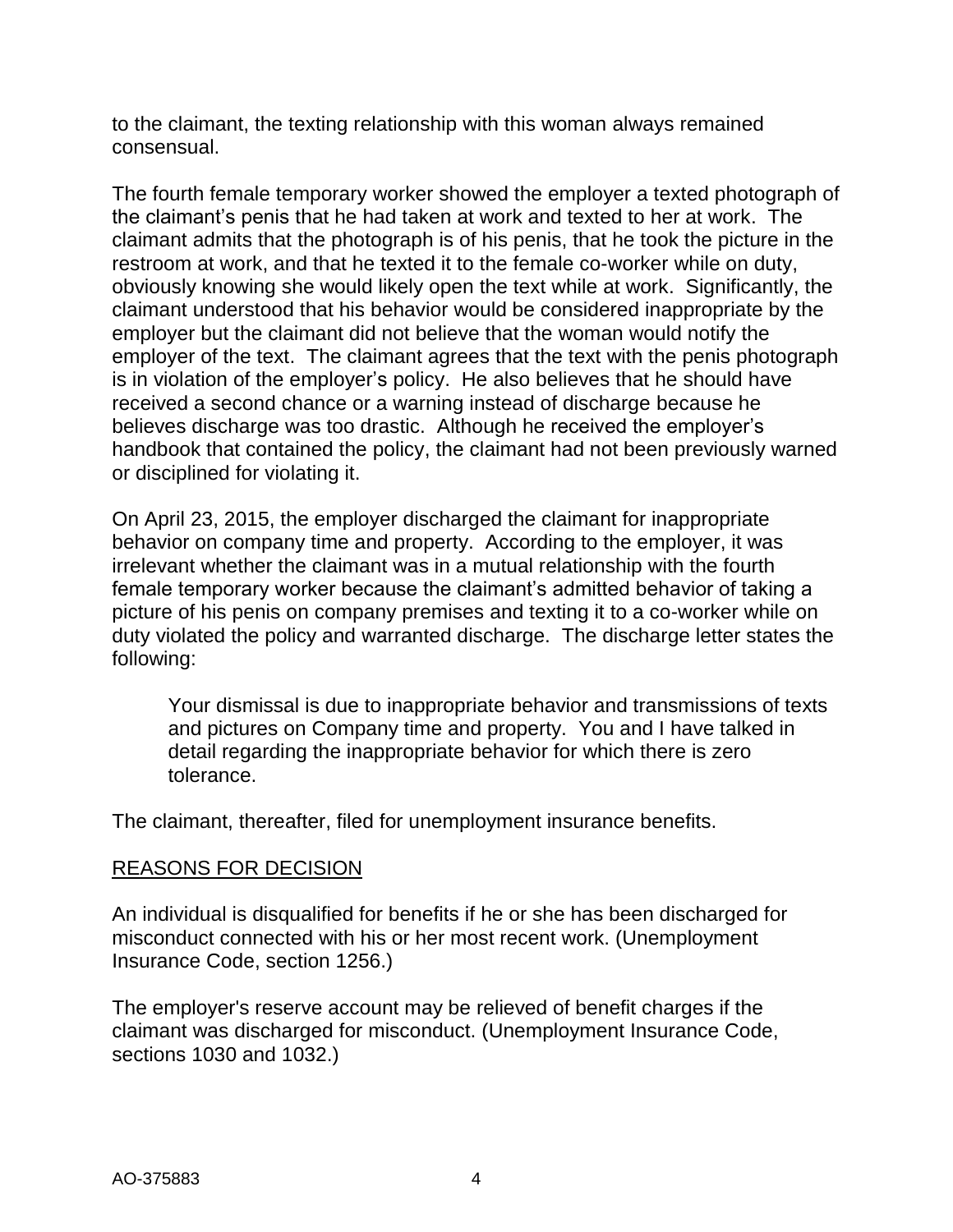to the claimant, the texting relationship with this woman always remained consensual.

The fourth female temporary worker showed the employer a texted photograph of the claimant's penis that he had taken at work and texted to her at work. The claimant admits that the photograph is of his penis, that he took the picture in the restroom at work, and that he texted it to the female co-worker while on duty, obviously knowing she would likely open the text while at work. Significantly, the claimant understood that his behavior would be considered inappropriate by the employer but the claimant did not believe that the woman would notify the employer of the text. The claimant agrees that the text with the penis photograph is in violation of the employer's policy. He also believes that he should have received a second chance or a warning instead of discharge because he believes discharge was too drastic. Although he received the employer's handbook that contained the policy, the claimant had not been previously warned or disciplined for violating it.

On April 23, 2015, the employer discharged the claimant for inappropriate behavior on company time and property. According to the employer, it was irrelevant whether the claimant was in a mutual relationship with the fourth female temporary worker because the claimant's admitted behavior of taking a picture of his penis on company premises and texting it to a co-worker while on duty violated the policy and warranted discharge. The discharge letter states the following:

> Your dismissal is due to inappropriate behavior and transmissions of texts and pictures on Company time and property. You and I have talked in detail regarding the inappropriate behavior for which there is zero tolerance.

The claimant, thereafter, filed for unemployment insurance benefits.

## REASONS FOR DECISION

An individual is disqualified for benefits if he or she has been discharged for misconduct connected with his or her most recent work. (Unemployment Insurance Code, section 1256.)

The employer's reserve account may be relieved of benefit charges if the claimant was discharged for misconduct. (Unemployment Insurance Code, sections 1030 and 1032.)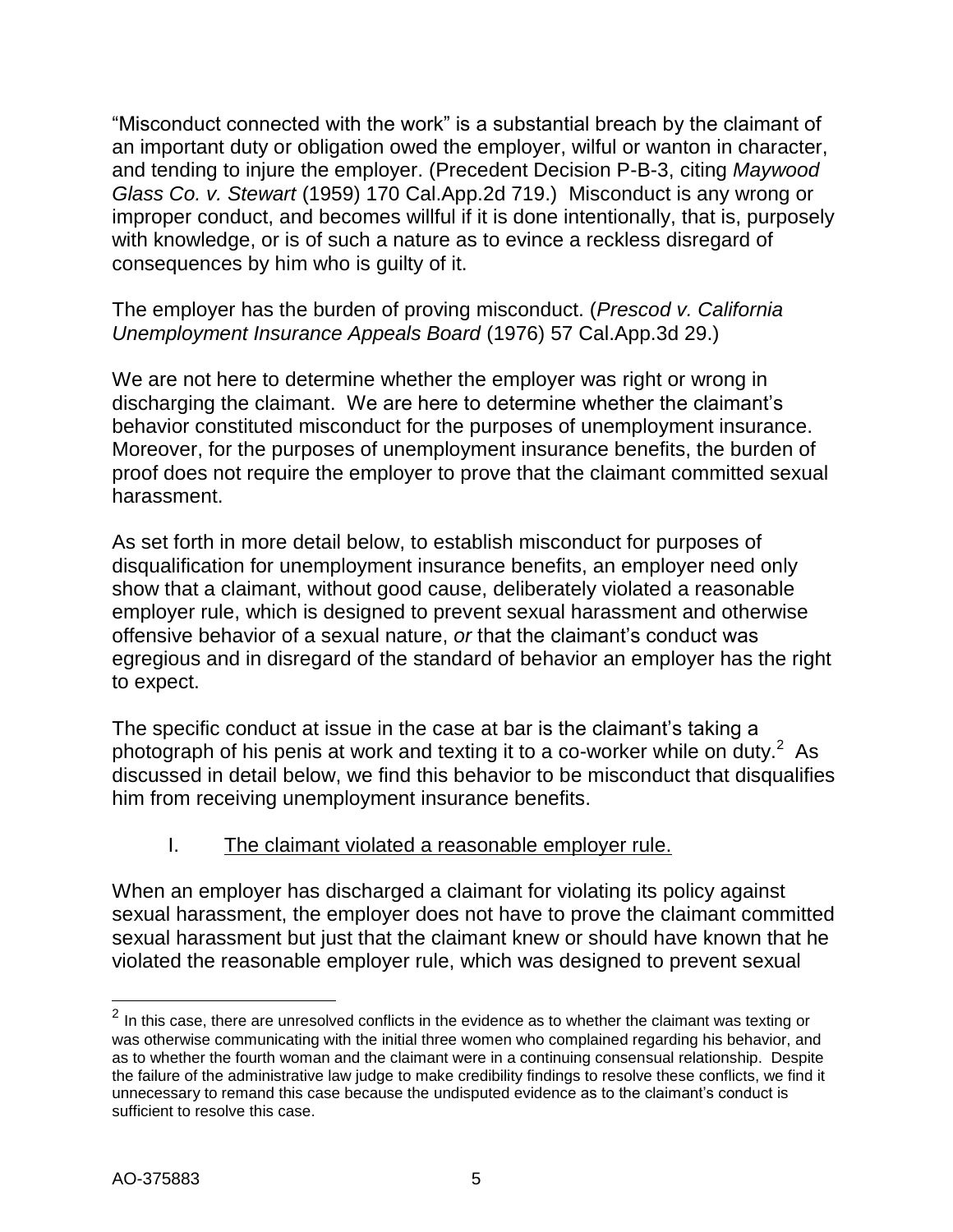"Misconduct connected with the work" is a substantial breach by the claimant of an important duty or obligation owed the employer, wilful or wanton in character, and tending to injure the employer. (Precedent Decision P-B-3, citing *Maywood Glass Co. v. Stewart* (1959) 170 Cal.App.2d 719.) Misconduct is any wrong or improper conduct, and becomes willful if it is done intentionally, that is, purposely with knowledge, or is of such a nature as to evince a reckless disregard of consequences by him who is guilty of it.

The employer has the burden of proving misconduct. (*Prescod v. California Unemployment Insurance Appeals Board* (1976) 57 Cal.App.3d 29.)

We are not here to determine whether the employer was right or wrong in discharging the claimant. We are here to determine whether the claimant's behavior constituted misconduct for the purposes of unemployment insurance. Moreover, for the purposes of unemployment insurance benefits, the burden of proof does not require the employer to prove that the claimant committed sexual harassment.

As set forth in more detail below, to establish misconduct for purposes of disqualification for unemployment insurance benefits, an employer need only show that a claimant, without good cause, deliberately violated a reasonable employer rule, which is designed to prevent sexual harassment and otherwise offensive behavior of a sexual nature, *or* that the claimant's conduct was egregious and in disregard of the standard of behavior an employer has the right to expect.

The specific conduct at issue in the case at bar is the claimant's taking a photograph of his penis at work and texting it to a co-worker while on duty.[2] As discussed in detail below, we find this behavior to be misconduct that disqualifies him from receiving unemployment insurance benefits.

## I. <u>The claimant violated a reasonable employer rule.</u>

When an employer has discharged a claimant for violating its policy against sexual harassment, the employer does not have to prove the claimant committed sexual harassment but just that the claimant knew or should have known that he violated the reasonable employer rule, which was designed to prevent sexual

---

[2] In this case, there are unresolved conflicts in the evidence as to whether the claimant was texting or was otherwise communicating with the initial three women who complained regarding his behavior, and as to whether the fourth woman and the claimant were in a continuing consensual relationship. Despite the failure of the administrative law judge to make credibility findings to resolve these conflicts, we find it unnecessary to remand this case because the undisputed evidence as to the claimant's conduct is sufficient to resolve this case.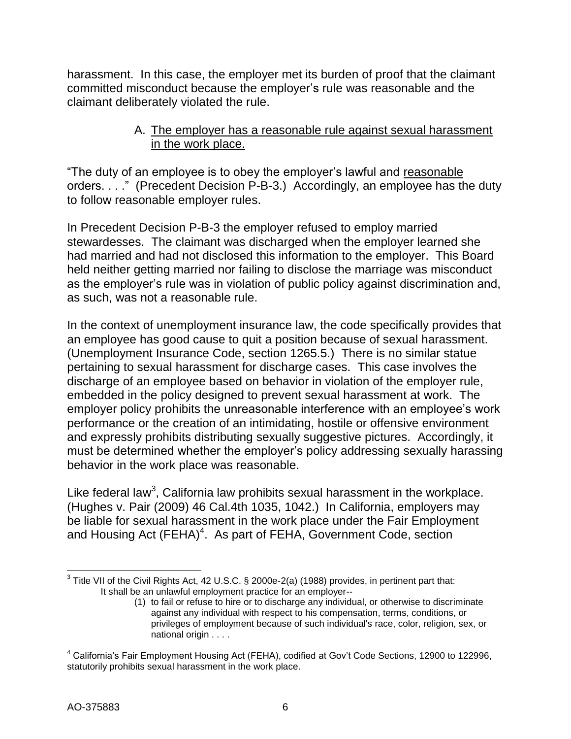harassment. In this case, the employer met its burden of proof that the claimant committed misconduct because the employer's rule was reasonable and the claimant deliberately violated the rule.

A. <u>The employer has a reasonable rule against sexual harassment in the work place.</u>

"The duty of an employee is to obey the employer's lawful and <u>reasonable</u> orders. . . ." (Precedent Decision P-B-3.) Accordingly, an employee has the duty to follow reasonable employer rules.

In Precedent Decision P-B-3 the employer refused to employ married stewardesses. The claimant was discharged when the employer learned she had married and had not disclosed this information to the employer. This Board held neither getting married nor failing to disclose the marriage was misconduct as the employer's rule was in violation of public policy against discrimination and, as such, was not a reasonable rule.

In the context of unemployment insurance law, the code specifically provides that an employee has good cause to quit a position because of sexual harassment. (Unemployment Insurance Code, section 1265.5.) There is no similar statue pertaining to sexual harassment for discharge cases. This case involves the discharge of an employee based on behavior in violation of the employer rule, embedded in the policy designed to prevent sexual harassment at work. The employer policy prohibits the unreasonable interference with an employee's work performance or the creation of an intimidating, hostile or offensive environment and expressly prohibits distributing sexually suggestive pictures. Accordingly, it must be determined whether the employer's policy addressing sexually harassing behavior in the work place was reasonable.

Like federal law[3], California law prohibits sexual harassment in the workplace. (Hughes v. Pair (2009) 46 Cal.4th 1035, 1042.) In California, employers may be liable for sexual harassment in the work place under the Fair Employment and Housing Act (FEHA)[4]. As part of FEHA, Government Code, section

---

[3] Title VII of the Civil Rights Act, 42 U.S.C. § 2000e-2(a) (1988) provides, in pertinent part that:

> It shall be an unlawful employment practice for an employer--
>
> (1) to fail or refuse to hire or to discharge any individual, or otherwise to discriminate against any individual with respect to his compensation, terms, conditions, or privileges of employment because of such individual's race, color, religion, sex, or national origin . . . .

[4] California's Fair Employment Housing Act (FEHA), codified at Gov't Code Sections, 12900 to 122996, statutorily prohibits sexual harassment in the work place.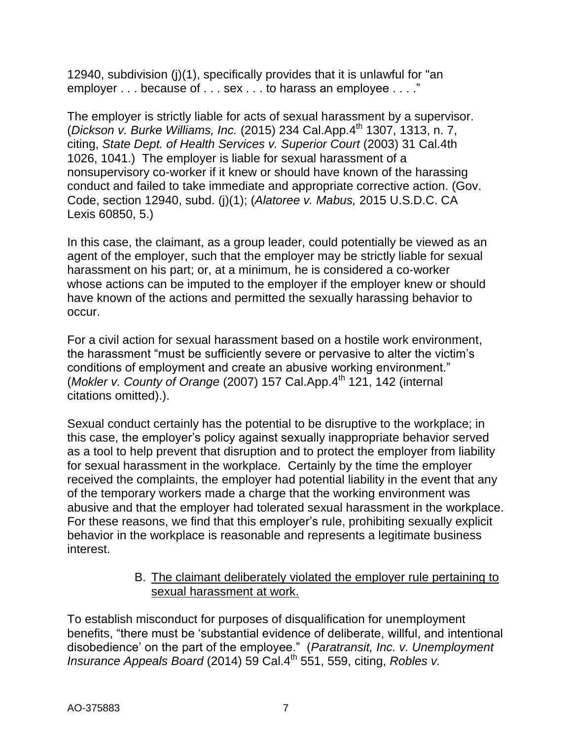12940, subdivision (j)(1), specifically provides that it is unlawful for "an employer . . . because of . . . sex . . . to harass an employee . . . ."

The employer is strictly liable for acts of sexual harassment by a supervisor. (*Dickson v. Burke Williams, Inc.* (2015) 234 Cal.App.4th 1307, 1313, n. 7, citing, *State Dept. of Health Services v. Superior Court* (2003) 31 Cal.4th 1026, 1041.) The employer is liable for sexual harassment of a nonsupervisory co-worker if it knew or should have known of the harassing conduct and failed to take immediate and appropriate corrective action. (Gov. Code, section 12940, subd. (j)(1); (*Alatoree v. Mabus,* 2015 U.S.D.C. CA Lexis 60850, 5.)

In this case, the claimant, as a group leader, could potentially be viewed as an agent of the employer, such that the employer may be strictly liable for sexual harassment on his part; or, at a minimum, he is considered a co-worker whose actions can be imputed to the employer if the employer knew or should have known of the actions and permitted the sexually harassing behavior to occur.

For a civil action for sexual harassment based on a hostile work environment, the harassment "must be sufficiently severe or pervasive to alter the victim's conditions of employment and create an abusive working environment." (*Mokler v. County of Orange* (2007) 157 Cal.App.4th 121, 142 (internal citations omitted).).

Sexual conduct certainly has the potential to be disruptive to the workplace; in this case, the employer's policy against sexually inappropriate behavior served as a tool to help prevent that disruption and to protect the employer from liability for sexual harassment in the workplace. Certainly by the time the employer received the complaints, the employer had potential liability in the event that any of the temporary workers made a charge that the working environment was abusive and that the employer had tolerated sexual harassment in the workplace. For these reasons, we find that this employer's rule, prohibiting sexually explicit behavior in the workplace is reasonable and represents a legitimate business interest.

B. The claimant deliberately violated the employer rule pertaining to sexual harassment at work.

To establish misconduct for purposes of disqualification for unemployment benefits, "there must be 'substantial evidence of deliberate, willful, and intentional disobedience' on the part of the employee." (*Paratransit, Inc. v. Unemployment Insurance Appeals Board* (2014) 59 Cal.4th 551, 559, citing, *Robles v.*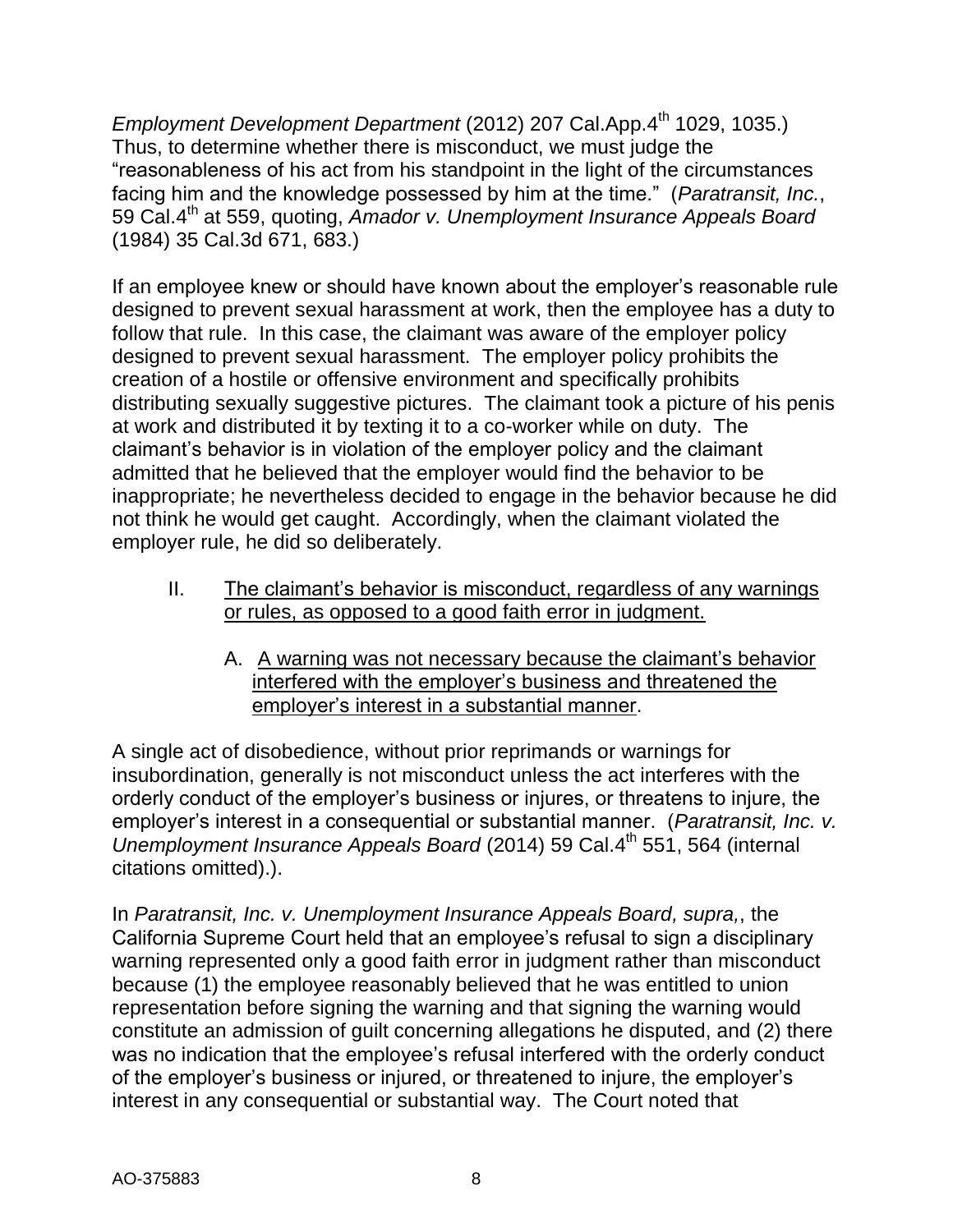*Employment Development Department* (2012) 207 Cal.App.4th 1029, 1035.) Thus, to determine whether there is misconduct, we must judge the "reasonableness of his act from his standpoint in the light of the circumstances facing him and the knowledge possessed by him at the time." (*Paratransit, Inc.*, 59 Cal.4th at 559, quoting, *Amador v. Unemployment Insurance Appeals Board* (1984) 35 Cal.3d 671, 683.)

If an employee knew or should have known about the employer's reasonable rule designed to prevent sexual harassment at work, then the employee has a duty to follow that rule. In this case, the claimant was aware of the employer policy designed to prevent sexual harassment. The employer policy prohibits the creation of a hostile or offensive environment and specifically prohibits distributing sexually suggestive pictures. The claimant took a picture of his penis at work and distributed it by texting it to a co-worker while on duty. The claimant's behavior is in violation of the employer policy and the claimant admitted that he believed that the employer would find the behavior to be inappropriate; he nevertheless decided to engage in the behavior because he did not think he would get caught. Accordingly, when the claimant violated the employer rule, he did so deliberately.

II. <u>The claimant's behavior is misconduct, regardless of any warnings or rules, as opposed to a good faith error in judgment.</u>

A. <u>A warning was not necessary because the claimant's behavior interfered with the employer's business and threatened the employer's interest in a substantial manner</u>.

A single act of disobedience, without prior reprimands or warnings for insubordination, generally is not misconduct unless the act interferes with the orderly conduct of the employer's business or injures, or threatens to injure, the employer's interest in a consequential or substantial manner. (*Paratransit, Inc. v. Unemployment Insurance Appeals Board* (2014) 59 Cal.4th 551, 564 (internal citations omitted).).

In *Paratransit, Inc. v. Unemployment Insurance Appeals Board, supra,*, the California Supreme Court held that an employee's refusal to sign a disciplinary warning represented only a good faith error in judgment rather than misconduct because (1) the employee reasonably believed that he was entitled to union representation before signing the warning and that signing the warning would constitute an admission of guilt concerning allegations he disputed, and (2) there was no indication that the employee's refusal interfered with the orderly conduct of the employer's business or injured, or threatened to injure, the employer's interest in any consequential or substantial way. The Court noted that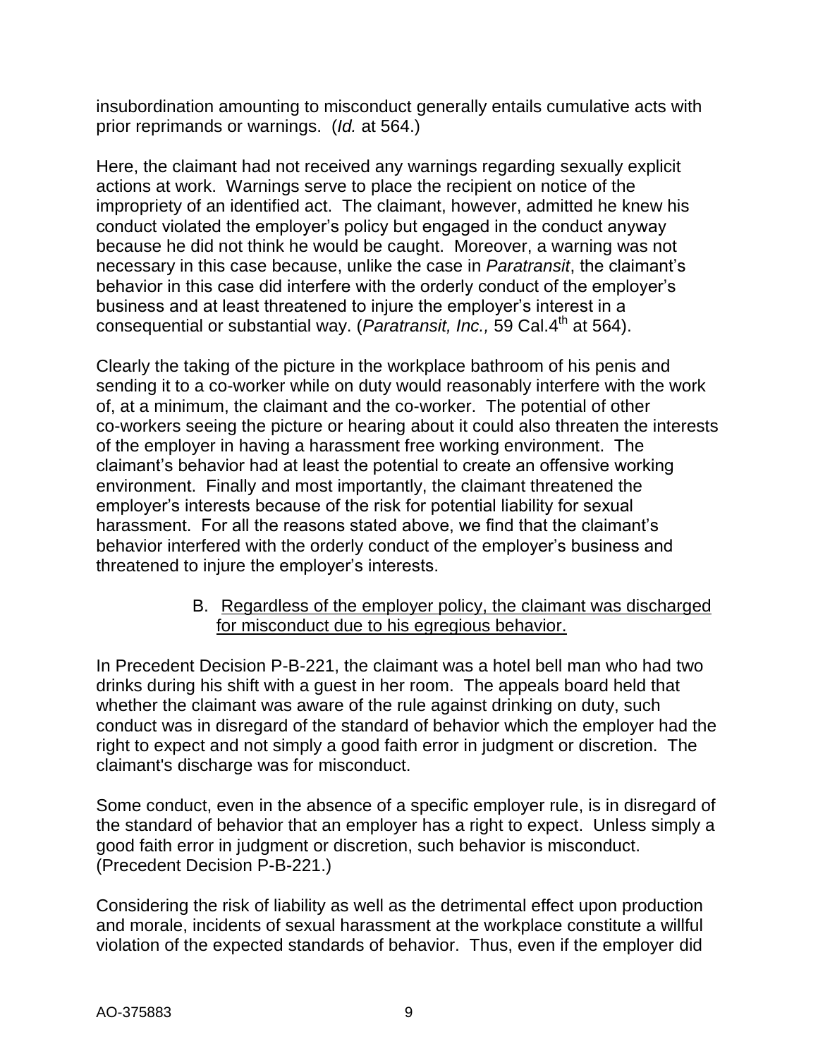insubordination amounting to misconduct generally entails cumulative acts with prior reprimands or warnings. (*Id.* at 564.)

Here, the claimant had not received any warnings regarding sexually explicit actions at work. Warnings serve to place the recipient on notice of the impropriety of an identified act. The claimant, however, admitted he knew his conduct violated the employer's policy but engaged in the conduct anyway because he did not think he would be caught. Moreover, a warning was not necessary in this case because, unlike the case in *Paratransit*, the claimant's behavior in this case did interfere with the orderly conduct of the employer's business and at least threatened to injure the employer's interest in a consequential or substantial way. (*Paratransit, Inc.,* 59 Cal.4th at 564).

Clearly the taking of the picture in the workplace bathroom of his penis and sending it to a co-worker while on duty would reasonably interfere with the work of, at a minimum, the claimant and the co-worker. The potential of other co-workers seeing the picture or hearing about it could also threaten the interests of the employer in having a harassment free working environment. The claimant's behavior had at least the potential to create an offensive working environment. Finally and most importantly, the claimant threatened the employer's interests because of the risk for potential liability for sexual harassment. For all the reasons stated above, we find that the claimant's behavior interfered with the orderly conduct of the employer's business and threatened to injure the employer's interests.

B. Regardless of the employer policy, the claimant was discharged for misconduct due to his egregious behavior.

In Precedent Decision P-B-221, the claimant was a hotel bell man who had two drinks during his shift with a guest in her room. The appeals board held that whether the claimant was aware of the rule against drinking on duty, such conduct was in disregard of the standard of behavior which the employer had the right to expect and not simply a good faith error in judgment or discretion. The claimant's discharge was for misconduct.

Some conduct, even in the absence of a specific employer rule, is in disregard of the standard of behavior that an employer has a right to expect. Unless simply a good faith error in judgment or discretion, such behavior is misconduct. (Precedent Decision P-B-221.)

Considering the risk of liability as well as the detrimental effect upon production and morale, incidents of sexual harassment at the workplace constitute a willful violation of the expected standards of behavior. Thus, even if the employer did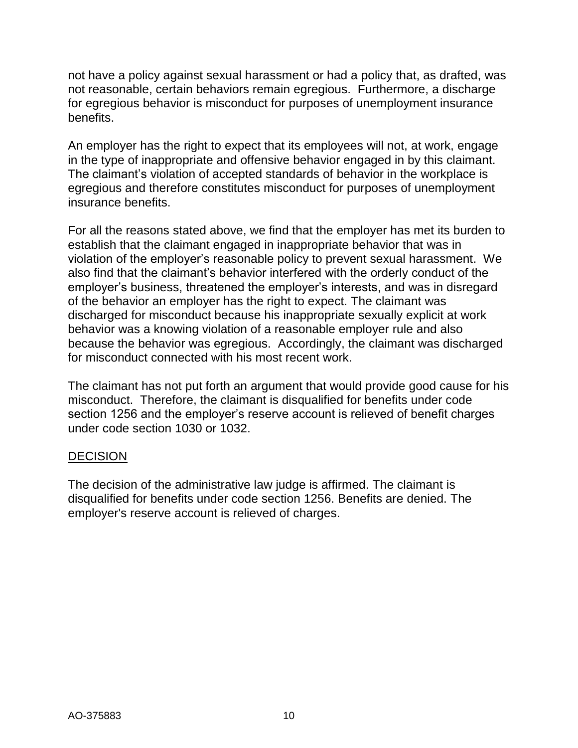not have a policy against sexual harassment or had a policy that, as drafted, was not reasonable, certain behaviors remain egregious. Furthermore, a discharge for egregious behavior is misconduct for purposes of unemployment insurance benefits.

An employer has the right to expect that its employees will not, at work, engage in the type of inappropriate and offensive behavior engaged in by this claimant. The claimant's violation of accepted standards of behavior in the workplace is egregious and therefore constitutes misconduct for purposes of unemployment insurance benefits.

For all the reasons stated above, we find that the employer has met its burden to establish that the claimant engaged in inappropriate behavior that was in violation of the employer's reasonable policy to prevent sexual harassment. We also find that the claimant's behavior interfered with the orderly conduct of the employer's business, threatened the employer's interests, and was in disregard of the behavior an employer has the right to expect. The claimant was discharged for misconduct because his inappropriate sexually explicit at work behavior was a knowing violation of a reasonable employer rule and also because the behavior was egregious. Accordingly, the claimant was discharged for misconduct connected with his most recent work.

The claimant has not put forth an argument that would provide good cause for his misconduct. Therefore, the claimant is disqualified for benefits under code section 1256 and the employer's reserve account is relieved of benefit charges under code section 1030 or 1032.

## DECISION

The decision of the administrative law judge is affirmed. The claimant is disqualified for benefits under code section 1256. Benefits are denied. The employer's reserve account is relieved of charges.

AO-375883